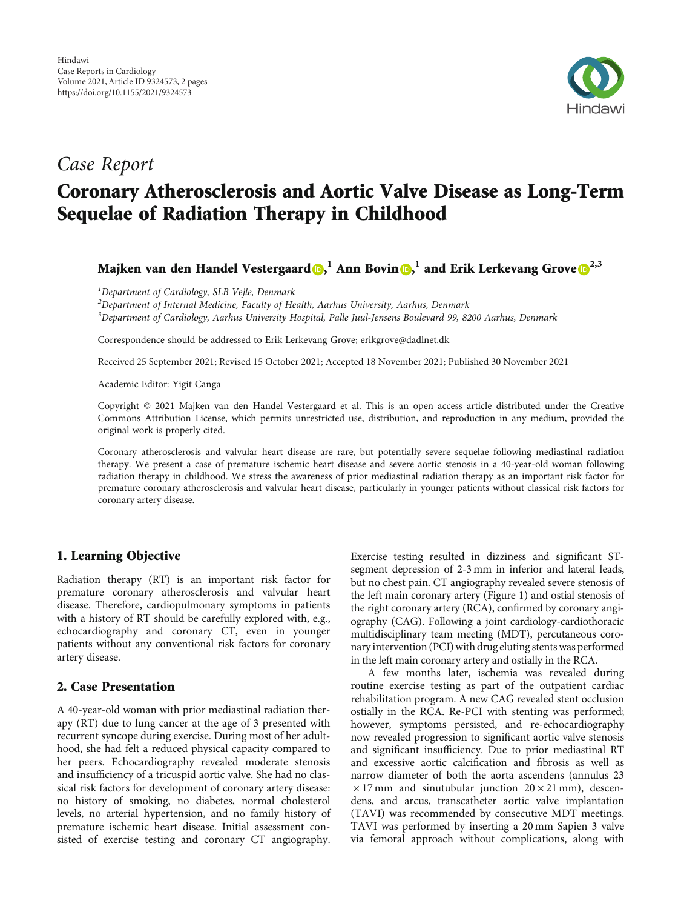*Case Report*

# Coronary Atherosclerosis and Aortic Valve Disease as Long-Term Sequelae of Radiation Therapy in Childhood

**Majken van den Handel Vestergaard**[1] **Ann Bovin**[1] **and Erik Lerkevang Grove**[2,3]

[1]*Department of Cardiology, SLB Vejle, Denmark*
[2]*Department of Internal Medicine, Faculty of Health, Aarhus University, Aarhus, Denmark*
[3]*Department of Cardiology, Aarhus University Hospital, Palle Juul-Jensens Boulevard 99, 8200 Aarhus, Denmark*

Correspondence should be addressed to Erik Lerkevang Grove; erikgrove@dadlnet.dk

Received 25 September 2021; Revised 15 October 2021; Accepted 18 November 2021; Published 30 November 2021

Academic Editor: Yigit Canga

Copyright © 2021 Majken van den Handel Vestergaard et al. This is an open access article distributed under the Creative Commons Attribution License, which permits unrestricted use, distribution, and reproduction in any medium, provided the original work is properly cited.

Coronary atherosclerosis and valvular heart disease are rare, but potentially severe sequelae following mediastinal radiation therapy. We present a case of premature ischemic heart disease and severe aortic stenosis in a 40-year-old woman following radiation therapy in childhood. We stress the awareness of prior mediastinal radiation therapy as an important risk factor for premature coronary atherosclerosis and valvular heart disease, particularly in younger patients without classical risk factors for coronary artery disease.

## 1. Learning Objective

Radiation therapy (RT) is an important risk factor for premature coronary atherosclerosis and valvular heart disease. Therefore, cardiopulmonary symptoms in patients with a history of RT should be carefully explored with, e.g., echocardiography and coronary CT, even in younger patients without any conventional risk factors for coronary artery disease.

## 2. Case Presentation

A 40-year-old woman with prior mediastinal radiation therapy (RT) due to lung cancer at the age of 3 presented with recurrent syncope during exercise. During most of her adulthood, she had felt a reduced physical capacity compared to her peers. Echocardiography revealed moderate stenosis and insufficiency of a tricuspid aortic valve. She had no classical risk factors for development of coronary artery disease: no history of smoking, no diabetes, normal cholesterol levels, no arterial hypertension, and no family history of premature ischemic heart disease. Initial assessment consisted of exercise testing and coronary CT angiography. Exercise testing resulted in dizziness and significant ST-segment depression of 2-3 mm in inferior and lateral leads, but no chest pain. CT angiography revealed severe stenosis of the left main coronary artery (Figure 1) and ostial stenosis of the right coronary artery (RCA), confirmed by coronary angiography (CAG). Following a joint cardiology-cardiothoracic multidisciplinary team meeting (MDT), percutaneous coronary intervention (PCI) with drug eluting stents was performed in the left main coronary artery and ostially in the RCA.

A few months later, ischemia was revealed during routine exercise testing as part of the outpatient cardiac rehabilitation program. A new CAG revealed stent occlusion ostially in the RCA. Re-PCI with stenting was performed; however, symptoms persisted, and re-echocardiography now revealed progression to significant aortic valve stenosis and significant insufficiency. Due to prior mediastinal RT and excessive aortic calcification and fibrosis as well as narrow diameter of both the aorta ascendens (annulus $23 \times 17$ mm and sinutubular junction $20 \times 21$ mm), descendens, and arcus, transcatheter aortic valve implantation (TAVI) was recommended by consecutive MDT meetings. TAVI was performed by inserting a 20 mm Sapien 3 valve via femoral approach without complications, along with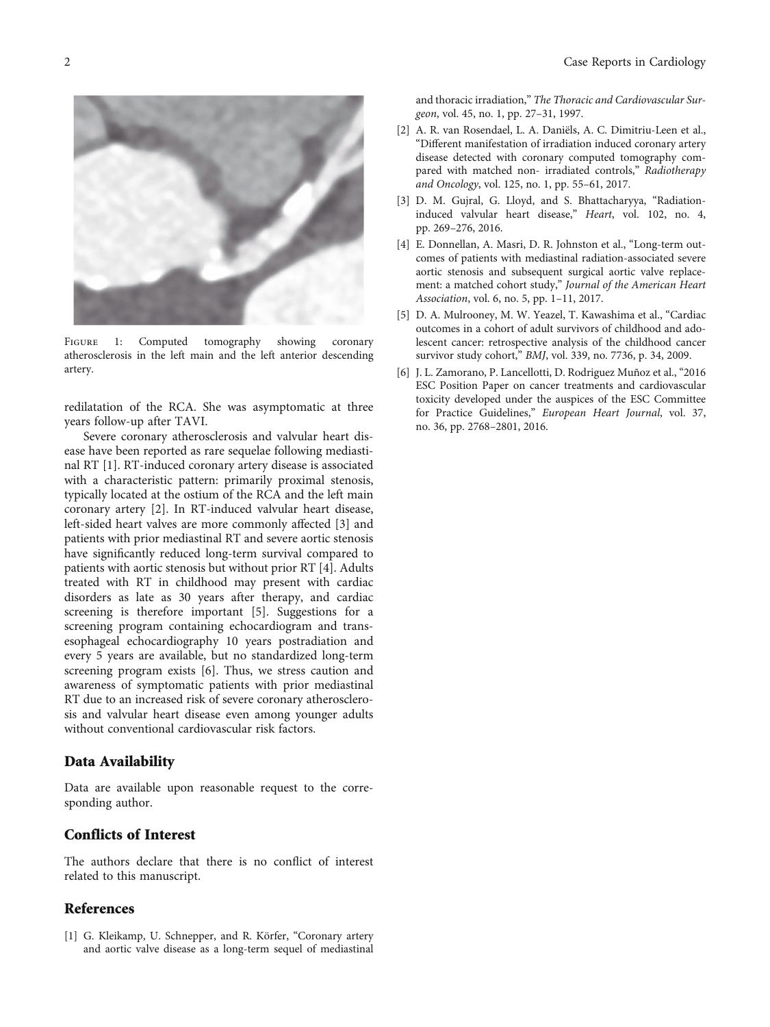Figure 1: Computed tomography showing coronary atherosclerosis in the left main and the left anterior descending artery.

redilatation of the RCA. She was asymptomatic at three years follow-up after TAVI.

Severe coronary atherosclerosis and valvular heart disease have been reported as rare sequelae following mediastinal RT [1]. RT-induced coronary artery disease is associated with a characteristic pattern: primarily proximal stenosis, typically located at the ostium of the RCA and the left main coronary artery [2]. In RT-induced valvular heart disease, left-sided heart valves are more commonly affected [3] and patients with prior mediastinal RT and severe aortic stenosis have significantly reduced long-term survival compared to patients with aortic stenosis but without prior RT [4]. Adults treated with RT in childhood may present with cardiac disorders as late as 30 years after therapy, and cardiac screening is therefore important [5]. Suggestions for a screening program containing echocardiogram and transesophageal echocardiography 10 years postradiation and every 5 years are available, but no standardized long-term screening program exists [6]. Thus, we stress caution and awareness of symptomatic patients with prior mediastinal RT due to an increased risk of severe coronary atherosclerosis and valvular heart disease even among younger adults without conventional cardiovascular risk factors.

## Data Availability

Data are available upon reasonable request to the corresponding author.

## Conflicts of Interest

The authors declare that there is no conflict of interest related to this manuscript.

## References

[1] G. Kleikamp, U. Schnepper, and R. Körfer, "Coronary artery and aortic valve disease as a long-term sequel of mediastinal and thoracic irradiation," *The Thoracic and Cardiovascular Surgeon*, vol. 45, no. 1, pp. 27–31, 1997.

[2] A. R. van Rosendael, L. A. Daniëls, A. C. Dimitriu-Leen et al., "Different manifestation of irradiation induced coronary artery disease detected with coronary computed tomography compared with matched non- irradiated controls," *Radiotherapy and Oncology*, vol. 125, no. 1, pp. 55–61, 2017.

[3] D. M. Gujral, G. Lloyd, and S. Bhattacharyya, "Radiation-induced valvular heart disease," *Heart*, vol. 102, no. 4, pp. 269–276, 2016.

[4] E. Donnellan, A. Masri, D. R. Johnston et al., "Long-term outcomes of patients with mediastinal radiation-associated severe aortic stenosis and subsequent surgical aortic valve replacement: a matched cohort study," *Journal of the American Heart Association*, vol. 6, no. 5, pp. 1–11, 2017.

[5] D. A. Mulrooney, M. W. Yeazel, T. Kawashima et al., "Cardiac outcomes in a cohort of adult survivors of childhood and adolescent cancer: retrospective analysis of the childhood cancer survivor study cohort," *BMJ*, vol. 339, no. 7736, p. 34, 2009.

[6] J. L. Zamorano, P. Lancellotti, D. Rodriguez Muñoz et al., "2016 ESC Position Paper on cancer treatments and cardiovascular toxicity developed under the auspices of the ESC Committee for Practice Guidelines," *European Heart Journal*, vol. 37, no. 36, pp. 2768–2801, 2016.